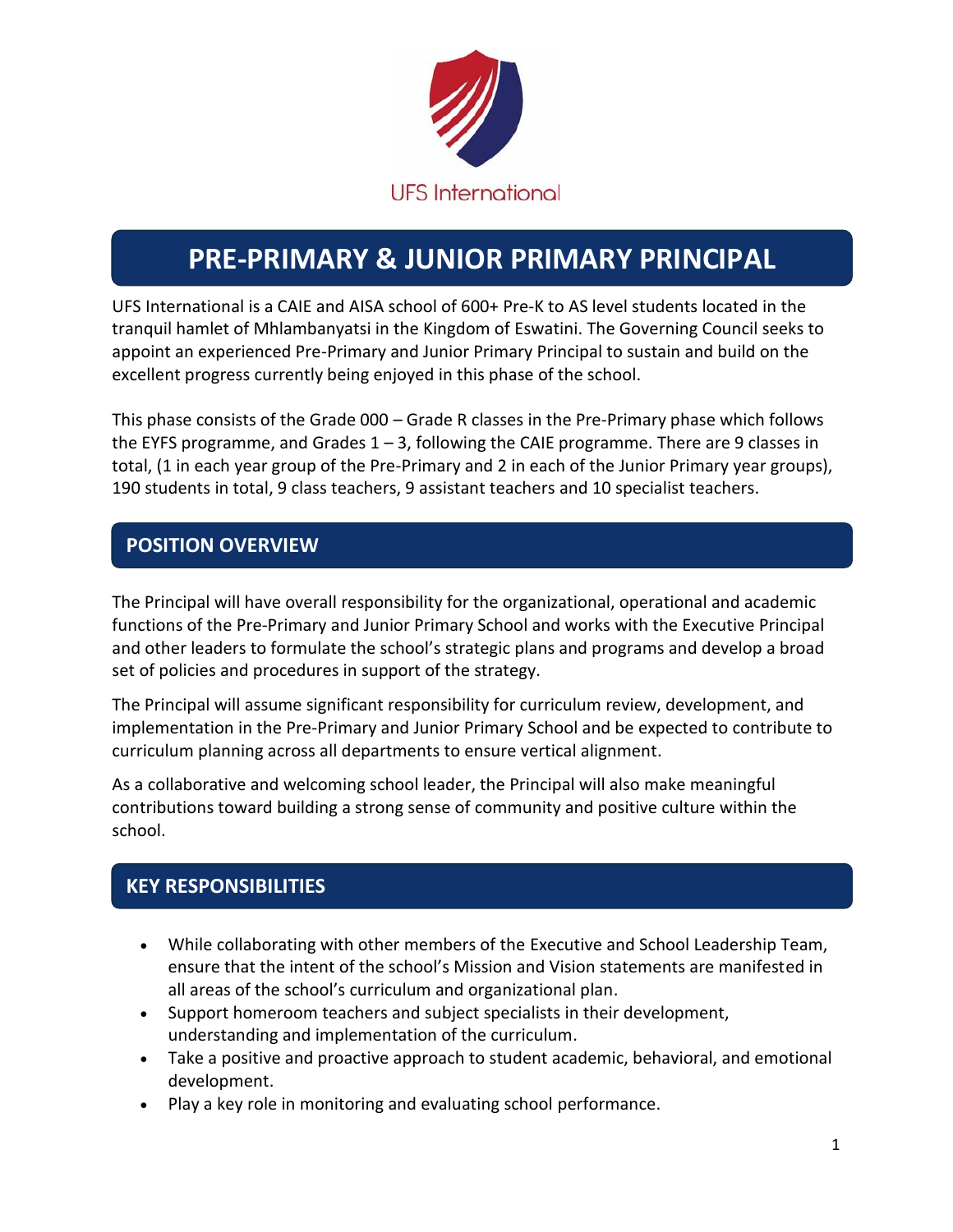UFS International

# PRE-PRIMARY & JUNIOR PRIMARY PRINCIPAL

UFS International is a CAIE and AISA school of 600+ Pre-K to AS level students located in the tranquil hamlet of Mhlambanyatsi in the Kingdom of Eswatini. The Governing Council seeks to appoint an experienced Pre-Primary and Junior Primary Principal to sustain and build on the excellent progress currently being enjoyed in this phase of the school.

This phase consists of the Grade 000 – Grade R classes in the Pre-Primary phase which follows the EYFS programme, and Grades 1 – 3, following the CAIE programme. There are 9 classes in total, (1 in each year group of the Pre-Primary and 2 in each of the Junior Primary year groups), 190 students in total, 9 class teachers, 9 assistant teachers and 10 specialist teachers.

## POSITION OVERVIEW

The Principal will have overall responsibility for the organizational, operational and academic functions of the Pre-Primary and Junior Primary School and works with the Executive Principal and other leaders to formulate the school's strategic plans and programs and develop a broad set of policies and procedures in support of the strategy.

The Principal will assume significant responsibility for curriculum review, development, and implementation in the Pre-Primary and Junior Primary School and be expected to contribute to curriculum planning across all departments to ensure vertical alignment.

As a collaborative and welcoming school leader, the Principal will also make meaningful contributions toward building a strong sense of community and positive culture within the school.

## KEY RESPONSIBILITIES

- While collaborating with other members of the Executive and School Leadership Team, ensure that the intent of the school's Mission and Vision statements are manifested in all areas of the school's curriculum and organizational plan.
- Support homeroom teachers and subject specialists in their development, understanding and implementation of the curriculum.
- Take a positive and proactive approach to student academic, behavioral, and emotional development.
- Play a key role in monitoring and evaluating school performance.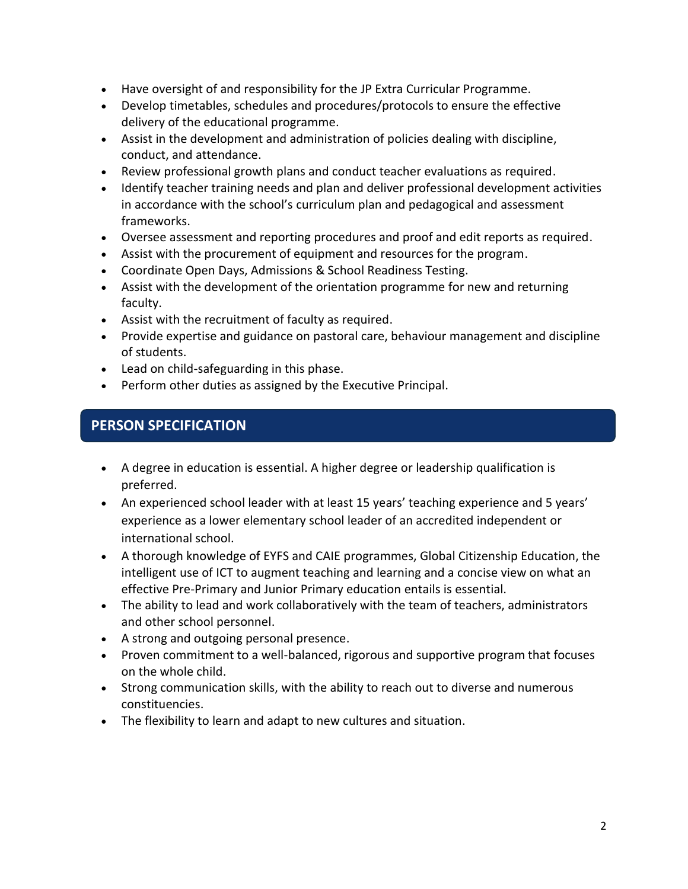- Have oversight of and responsibility for the JP Extra Curricular Programme.
- Develop timetables, schedules and procedures/protocols to ensure the effective delivery of the educational programme.
- Assist in the development and administration of policies dealing with discipline, conduct, and attendance.
- Review professional growth plans and conduct teacher evaluations as required.
- Identify teacher training needs and plan and deliver professional development activities in accordance with the school's curriculum plan and pedagogical and assessment frameworks.
- Oversee assessment and reporting procedures and proof and edit reports as required.
- Assist with the procurement of equipment and resources for the program.
- Coordinate Open Days, Admissions & School Readiness Testing.
- Assist with the development of the orientation programme for new and returning faculty.
- Assist with the recruitment of faculty as required.
- Provide expertise and guidance on pastoral care, behaviour management and discipline of students.
- Lead on child-safeguarding in this phase.
- Perform other duties as assigned by the Executive Principal.

## PERSON SPECIFICATION

- A degree in education is essential. A higher degree or leadership qualification is preferred.
- An experienced school leader with at least 15 years' teaching experience and 5 years' experience as a lower elementary school leader of an accredited independent or international school.
- A thorough knowledge of EYFS and CAIE programmes, Global Citizenship Education, the intelligent use of ICT to augment teaching and learning and a concise view on what an effective Pre-Primary and Junior Primary education entails is essential.
- The ability to lead and work collaboratively with the team of teachers, administrators and other school personnel.
- A strong and outgoing personal presence.
- Proven commitment to a well-balanced, rigorous and supportive program that focuses on the whole child.
- Strong communication skills, with the ability to reach out to diverse and numerous constituencies.
- The flexibility to learn and adapt to new cultures and situation.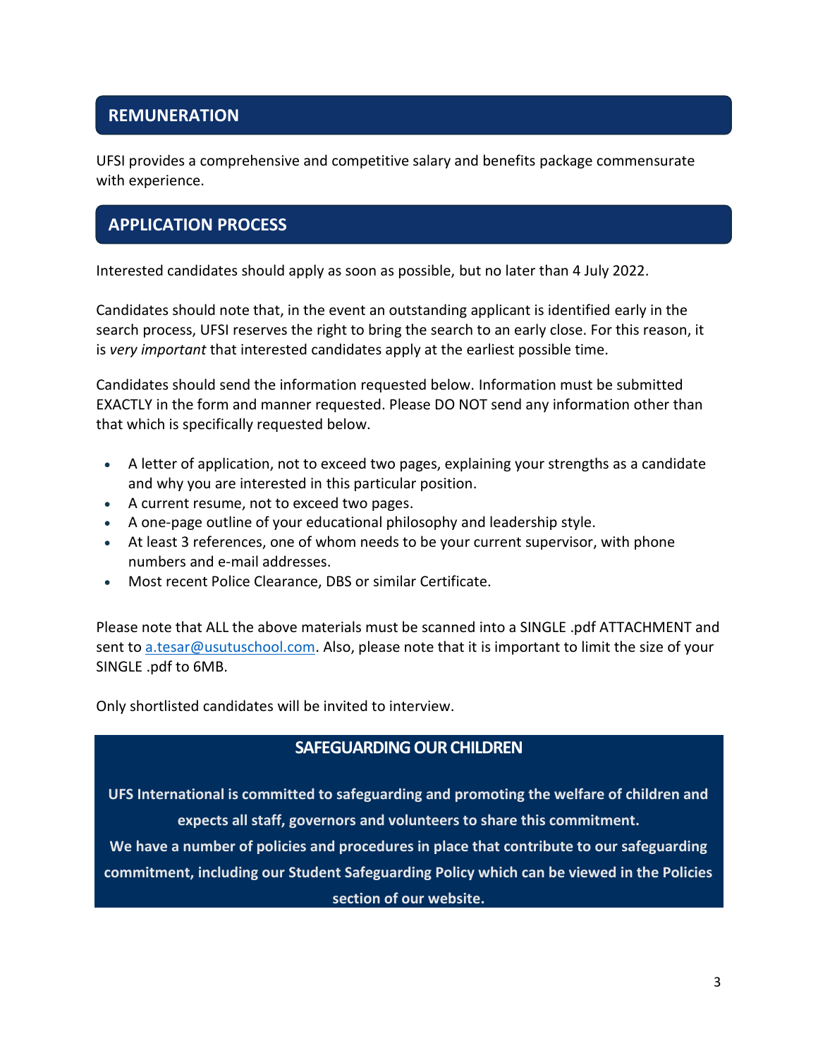## REMUNERATION

UFSI provides a comprehensive and competitive salary and benefits package commensurate with experience.

## APPLICATION PROCESS

Interested candidates should apply as soon as possible, but no later than 4 July 2022.

Candidates should note that, in the event an outstanding applicant is identified early in the search process, UFSI reserves the right to bring the search to an early close. For this reason, it is *very important* that interested candidates apply at the earliest possible time.

Candidates should send the information requested below. Information must be submitted EXACTLY in the form and manner requested. Please DO NOT send any information other than that which is specifically requested below.

- A letter of application, not to exceed two pages, explaining your strengths as a candidate and why you are interested in this particular position.
- A current resume, not to exceed two pages.
- A one-page outline of your educational philosophy and leadership style.
- At least 3 references, one of whom needs to be your current supervisor, with phone numbers and e-mail addresses.
- Most recent Police Clearance, DBS or similar Certificate.

Please note that ALL the above materials must be scanned into a SINGLE .pdf ATTACHMENT and sent to a.tesar@usutuschool.com. Also, please note that it is important to limit the size of your SINGLE .pdf to 6MB.

Only shortlisted candidates will be invited to interview.

## SAFEGUARDING OUR CHILDREN

**UFS International is committed to safeguarding and promoting the welfare of children and expects all staff, governors and volunteers to share this commitment.**
**We have a number of policies and procedures in place that contribute to our safeguarding commitment, including our Student Safeguarding Policy which can be viewed in the Policies section of our website.**